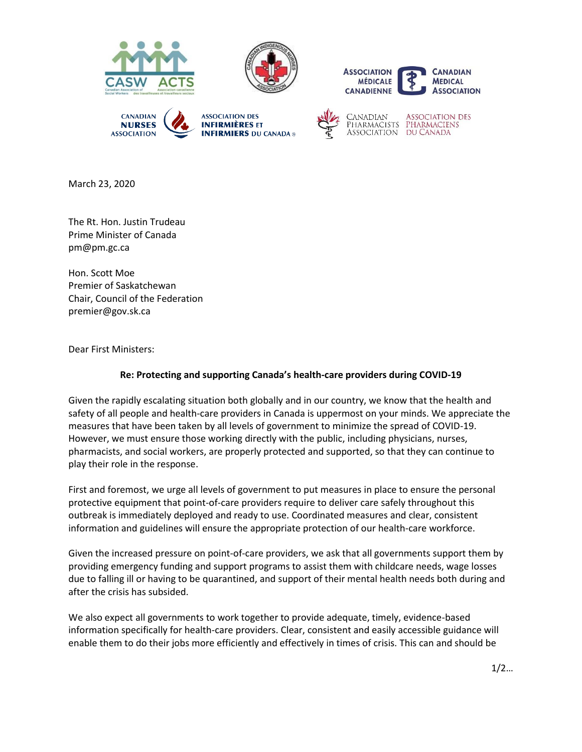March 23, 2020

The Rt. Hon. Justin Trudeau
Prime Minister of Canada
pm@pm.gc.ca

Hon. Scott Moe
Premier of Saskatchewan
Chair, Council of the Federation
premier@gov.sk.ca

Dear First Ministers:

**Re: Protecting and supporting Canada's health-care providers during COVID-19**

Given the rapidly escalating situation both globally and in our country, we know that the health and safety of all people and health-care providers in Canada is uppermost on your minds. We appreciate the measures that have been taken by all levels of government to minimize the spread of COVID-19. However, we must ensure those working directly with the public, including physicians, nurses, pharmacists, and social workers, are properly protected and supported, so that they can continue to play their role in the response.

First and foremost, we urge all levels of government to put measures in place to ensure the personal protective equipment that point-of-care providers require to deliver care safely throughout this outbreak is immediately deployed and ready to use. Coordinated measures and clear, consistent information and guidelines will ensure the appropriate protection of our health-care workforce.

Given the increased pressure on point-of-care providers, we ask that all governments support them by providing emergency funding and support programs to assist them with childcare needs, wage losses due to falling ill or having to be quarantined, and support of their mental health needs both during and after the crisis has subsided.

We also expect all governments to work together to provide adequate, timely, evidence-based information specifically for health-care providers. Clear, consistent and easily accessible guidance will enable them to do their jobs more efficiently and effectively in times of crisis. This can and should be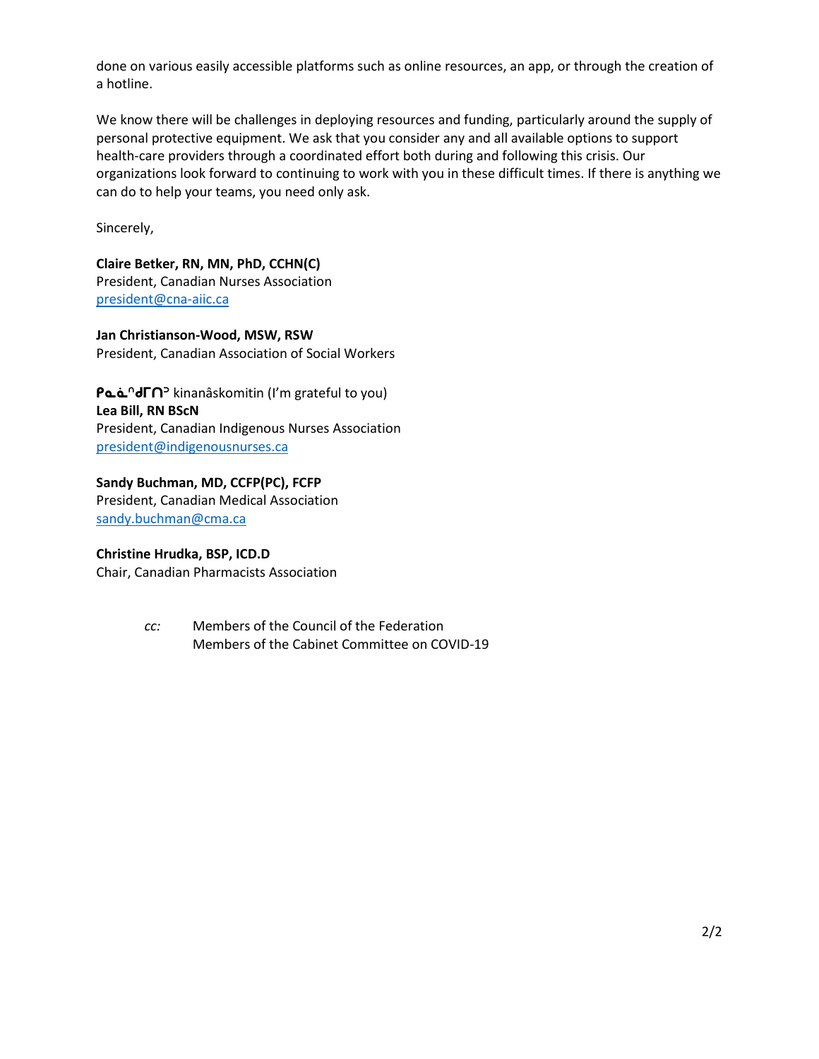done on various easily accessible platforms such as online resources, an app, or through the creation of a hotline.

We know there will be challenges in deploying resources and funding, particularly around the supply of personal protective equipment. We ask that you consider any and all available options to support health-care providers through a coordinated effort both during and following this crisis. Our organizations look forward to continuing to work with you in these difficult times. If there is anything we can do to help your teams, you need only ask.

Sincerely,

**Claire Betker, RN, MN, PhD, CCHN(C)**
President, Canadian Nurses Association
president@cna-aiic.ca

**Jan Christianson-Wood, MSW, RSW**
President, Canadian Association of Social Workers

**ᑭᓇᓈᐢᑯᒥᑎᐣ** kinanâskomitin (I'm grateful to you)
**Lea Bill, RN BScN**
President, Canadian Indigenous Nurses Association
president@indigenousnurses.ca

**Sandy Buchman, MD, CCFP(PC), FCFP**
President, Canadian Medical Association
sandy.buchman@cma.ca

**Christine Hrudka, BSP, ICD.D**
Chair, Canadian Pharmacists Association

*cc:* Members of the Council of the Federation
Members of the Cabinet Committee on COVID-19